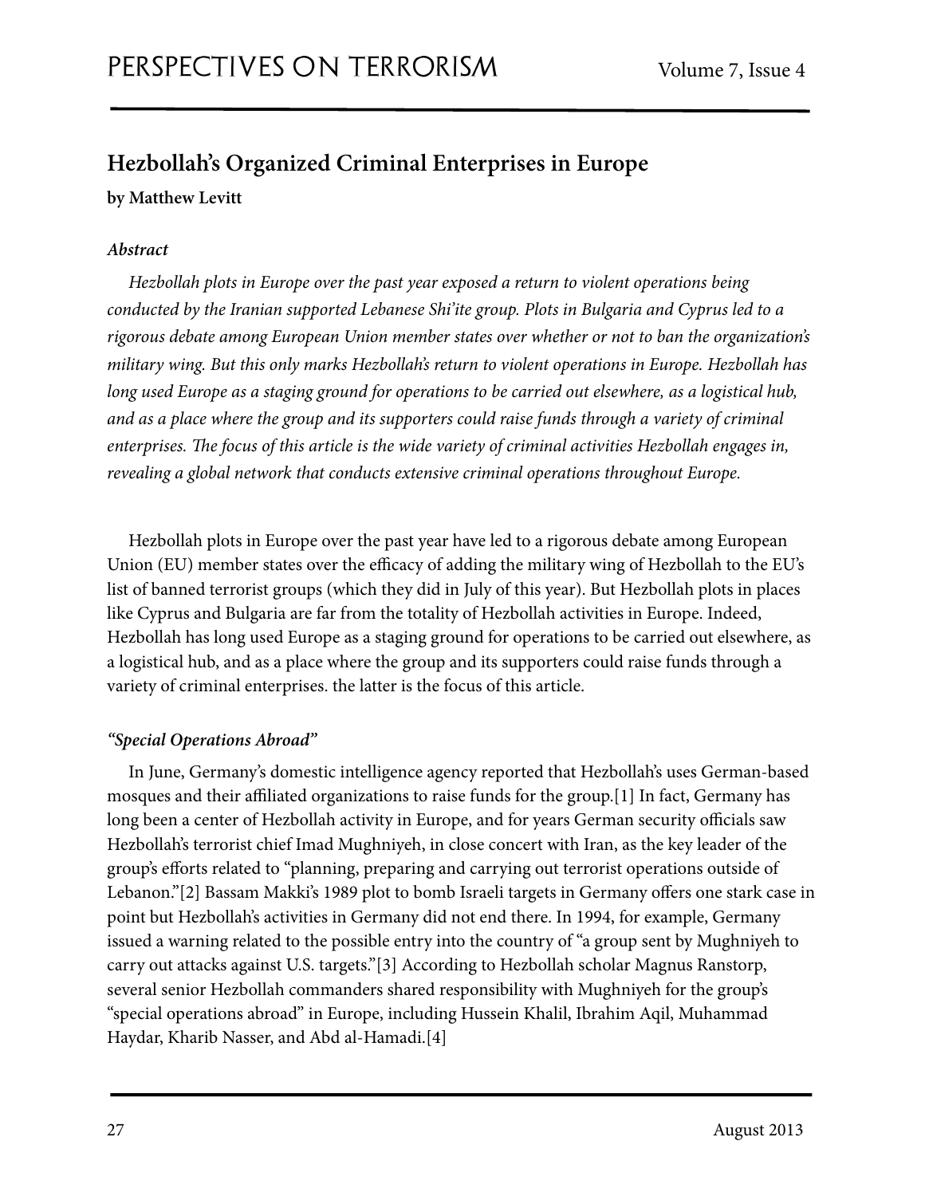# Hezbollah's Organized Criminal Enterprises in Europe

**by Matthew Levitt**

***Abstract***

*Hezbollah plots in Europe over the past year exposed a return to violent operations being conducted by the Iranian supported Lebanese Shi'ite group. Plots in Bulgaria and Cyprus led to a rigorous debate among European Union member states over whether or not to ban the organization's military wing. But this only marks Hezbollah's return to violent operations in Europe. Hezbollah has long used Europe as a staging ground for operations to be carried out elsewhere, as a logistical hub, and as a place where the group and its supporters could raise funds through a variety of criminal enterprises. The focus of this article is the wide variety of criminal activities Hezbollah engages in, revealing a global network that conducts extensive criminal operations throughout Europe.*

Hezbollah plots in Europe over the past year have led to a rigorous debate among European Union (EU) member states over the efficacy of adding the military wing of Hezbollah to the EU's list of banned terrorist groups (which they did in July of this year). But Hezbollah plots in places like Cyprus and Bulgaria are far from the totality of Hezbollah activities in Europe. Indeed, Hezbollah has long used Europe as a staging ground for operations to be carried out elsewhere, as a logistical hub, and as a place where the group and its supporters could raise funds through a variety of criminal enterprises. the latter is the focus of this article.

***"Special Operations Abroad"***

In June, Germany's domestic intelligence agency reported that Hezbollah's uses German-based mosques and their affiliated organizations to raise funds for the group.[1] In fact, Germany has long been a center of Hezbollah activity in Europe, and for years German security officials saw Hezbollah's terrorist chief Imad Mughniyeh, in close concert with Iran, as the key leader of the group's efforts related to "planning, preparing and carrying out terrorist operations outside of Lebanon."[2] Bassam Makki's 1989 plot to bomb Israeli targets in Germany offers one stark case in point but Hezbollah's activities in Germany did not end there. In 1994, for example, Germany issued a warning related to the possible entry into the country of "a group sent by Mughniyeh to carry out attacks against U.S. targets."[3] According to Hezbollah scholar Magnus Ranstorp, several senior Hezbollah commanders shared responsibility with Mughniyeh for the group's "special operations abroad" in Europe, including Hussein Khalil, Ibrahim Aqil, Muhammad Haydar, Kharib Nasser, and Abd al-Hamadi.[4]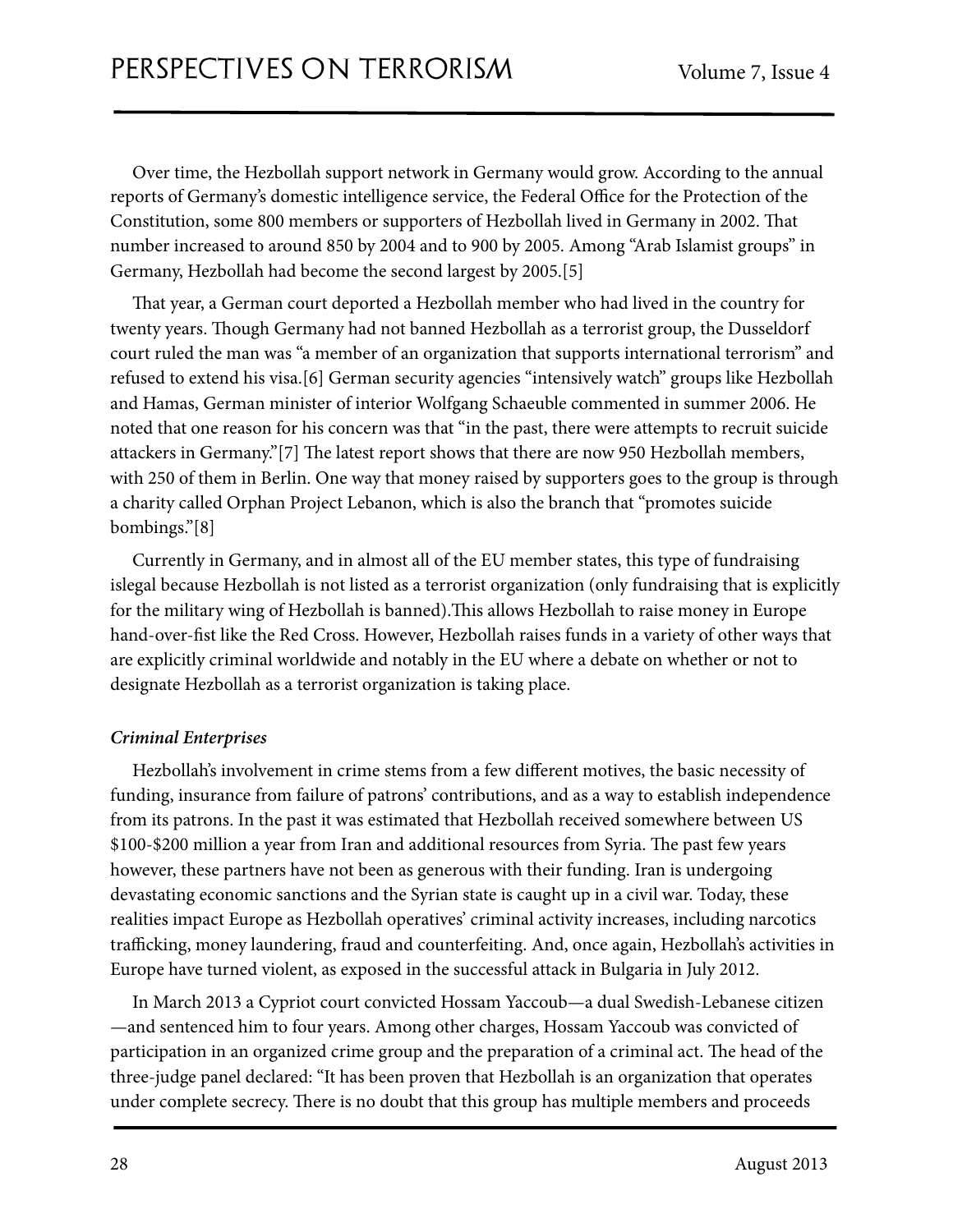Over time, the Hezbollah support network in Germany would grow. According to the annual reports of Germany's domestic intelligence service, the Federal Office for the Protection of the Constitution, some 800 members or supporters of Hezbollah lived in Germany in 2002. That number increased to around 850 by 2004 and to 900 by 2005. Among "Arab Islamist groups" in Germany, Hezbollah had become the second largest by 2005.[5]

That year, a German court deported a Hezbollah member who had lived in the country for twenty years. Though Germany had not banned Hezbollah as a terrorist group, the Dusseldorf court ruled the man was "a member of an organization that supports international terrorism" and refused to extend his visa.[6] German security agencies "intensively watch" groups like Hezbollah and Hamas, German minister of interior Wolfgang Schaeuble commented in summer 2006. He noted that one reason for his concern was that "in the past, there were attempts to recruit suicide attackers in Germany."[7] The latest report shows that there are now 950 Hezbollah members, with 250 of them in Berlin. One way that money raised by supporters goes to the group is through a charity called Orphan Project Lebanon, which is also the branch that "promotes suicide bombings."[8]

Currently in Germany, and in almost all of the EU member states, this type of fundraising islegal because Hezbollah is not listed as a terrorist organization (only fundraising that is explicitly for the military wing of Hezbollah is banned).This allows Hezbollah to raise money in Europe hand-over-fist like the Red Cross. However, Hezbollah raises funds in a variety of other ways that are explicitly criminal worldwide and notably in the EU where a debate on whether or not to designate Hezbollah as a terrorist organization is taking place.

***Criminal Enterprises***

Hezbollah's involvement in crime stems from a few different motives, the basic necessity of funding, insurance from failure of patrons' contributions, and as a way to establish independence from its patrons. In the past it was estimated that Hezbollah received somewhere between US $100-$200 million a year from Iran and additional resources from Syria. The past few years however, these partners have not been as generous with their funding. Iran is undergoing devastating economic sanctions and the Syrian state is caught up in a civil war. Today, these realities impact Europe as Hezbollah operatives' criminal activity increases, including narcotics trafficking, money laundering, fraud and counterfeiting. And, once again, Hezbollah's activities in Europe have turned violent, as exposed in the successful attack in Bulgaria in July 2012.

In March 2013 a Cypriot court convicted Hossam Yaccoub—a dual Swedish-Lebanese citizen—and sentenced him to four years. Among other charges, Hossam Yaccoub was convicted of participation in an organized crime group and the preparation of a criminal act. The head of the three-judge panel declared: "It has been proven that Hezbollah is an organization that operates under complete secrecy. There is no doubt that this group has multiple members and proceeds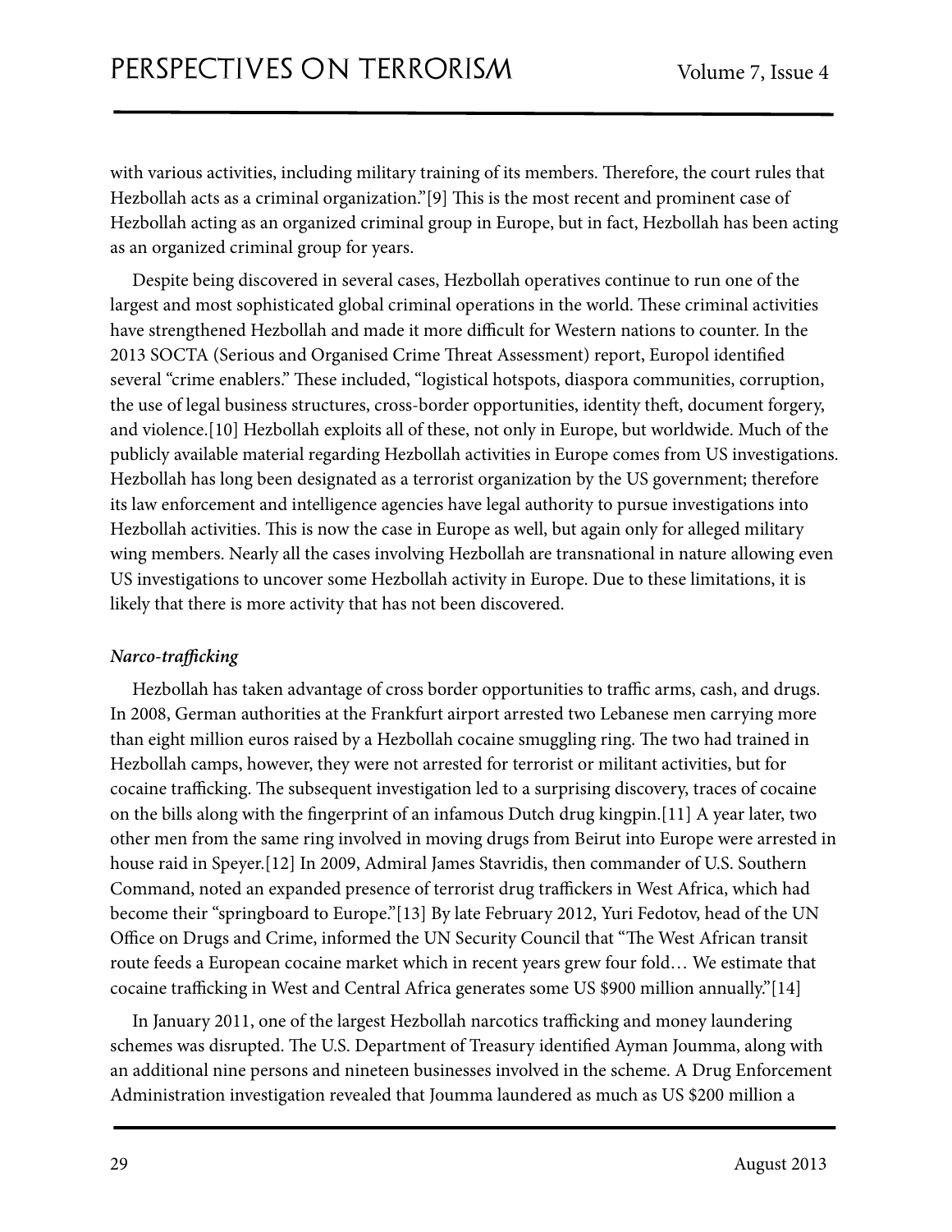with various activities, including military training of its members. Therefore, the court rules that Hezbollah acts as a criminal organization."[9] This is the most recent and prominent case of Hezbollah acting as an organized criminal group in Europe, but in fact, Hezbollah has been acting as an organized criminal group for years.

Despite being discovered in several cases, Hezbollah operatives continue to run one of the largest and most sophisticated global criminal operations in the world. These criminal activities have strengthened Hezbollah and made it more difficult for Western nations to counter. In the 2013 SOCTA (Serious and Organised Crime Threat Assessment) report, Europol identified several "crime enablers." These included, "logistical hotspots, diaspora communities, corruption, the use of legal business structures, cross-border opportunities, identity theft, document forgery, and violence.[10] Hezbollah exploits all of these, not only in Europe, but worldwide. Much of the publicly available material regarding Hezbollah activities in Europe comes from US investigations. Hezbollah has long been designated as a terrorist organization by the US government; therefore its law enforcement and intelligence agencies have legal authority to pursue investigations into Hezbollah activities. This is now the case in Europe as well, but again only for alleged military wing members. Nearly all the cases involving Hezbollah are transnational in nature allowing even US investigations to uncover some Hezbollah activity in Europe. Due to these limitations, it is likely that there is more activity that has not been discovered.

***Narco-trafficking***

Hezbollah has taken advantage of cross border opportunities to traffic arms, cash, and drugs. In 2008, German authorities at the Frankfurt airport arrested two Lebanese men carrying more than eight million euros raised by a Hezbollah cocaine smuggling ring. The two had trained in Hezbollah camps, however, they were not arrested for terrorist or militant activities, but for cocaine trafficking. The subsequent investigation led to a surprising discovery, traces of cocaine on the bills along with the fingerprint of an infamous Dutch drug kingpin.[11] A year later, two other men from the same ring involved in moving drugs from Beirut into Europe were arrested in house raid in Speyer.[12] In 2009, Admiral James Stavridis, then commander of U.S. Southern Command, noted an expanded presence of terrorist drug traffickers in West Africa, which had become their "springboard to Europe."[13] By late February 2012, Yuri Fedotov, head of the UN Office on Drugs and Crime, informed the UN Security Council that "The West African transit route feeds a European cocaine market which in recent years grew four fold… We estimate that cocaine trafficking in West and Central Africa generates some US $900 million annually."[14]

In January 2011, one of the largest Hezbollah narcotics trafficking and money laundering schemes was disrupted. The U.S. Department of Treasury identified Ayman Joumma, along with an additional nine persons and nineteen businesses involved in the scheme. A Drug Enforcement Administration investigation revealed that Joumma laundered as much as US $200 million a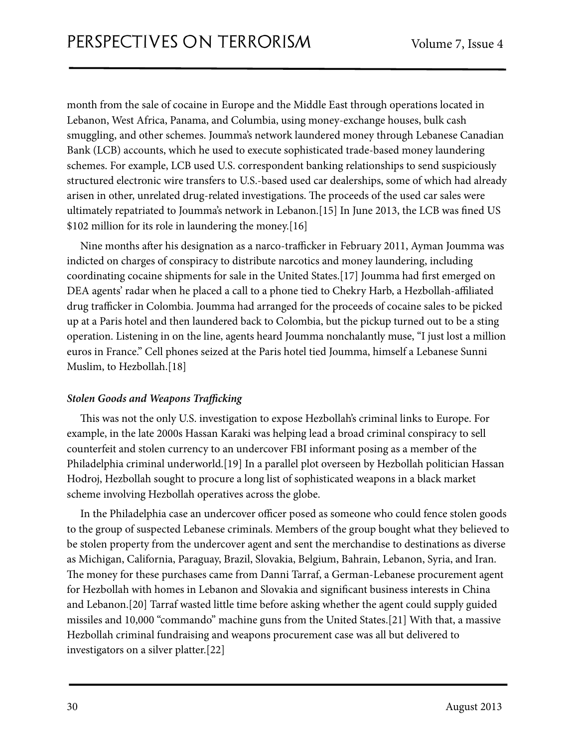month from the sale of cocaine in Europe and the Middle East through operations located in Lebanon, West Africa, Panama, and Columbia, using money-exchange houses, bulk cash smuggling, and other schemes. Joumma's network laundered money through Lebanese Canadian Bank (LCB) accounts, which he used to execute sophisticated trade-based money laundering schemes. For example, LCB used U.S. correspondent banking relationships to send suspiciously structured electronic wire transfers to U.S.-based used car dealerships, some of which had already arisen in other, unrelated drug-related investigations. The proceeds of the used car sales were ultimately repatriated to Joumma's network in Lebanon.[15] In June 2013, the LCB was fined US $102 million for its role in laundering the money.[16]

Nine months after his designation as a narco-trafficker in February 2011, Ayman Joumma was indicted on charges of conspiracy to distribute narcotics and money laundering, including coordinating cocaine shipments for sale in the United States.[17] Joumma had first emerged on DEA agents' radar when he placed a call to a phone tied to Chekry Harb, a Hezbollah-affiliated drug trafficker in Colombia. Joumma had arranged for the proceeds of cocaine sales to be picked up at a Paris hotel and then laundered back to Colombia, but the pickup turned out to be a sting operation. Listening in on the line, agents heard Joumma nonchalantly muse, "I just lost a million euros in France." Cell phones seized at the Paris hotel tied Joumma, himself a Lebanese Sunni Muslim, to Hezbollah.[18]

### *Stolen Goods and Weapons Trafficking*

This was not the only U.S. investigation to expose Hezbollah's criminal links to Europe. For example, in the late 2000s Hassan Karaki was helping lead a broad criminal conspiracy to sell counterfeit and stolen currency to an undercover FBI informant posing as a member of the Philadelphia criminal underworld.[19] In a parallel plot overseen by Hezbollah politician Hassan Hodroj, Hezbollah sought to procure a long list of sophisticated weapons in a black market scheme involving Hezbollah operatives across the globe.

In the Philadelphia case an undercover officer posed as someone who could fence stolen goods to the group of suspected Lebanese criminals. Members of the group bought what they believed to be stolen property from the undercover agent and sent the merchandise to destinations as diverse as Michigan, California, Paraguay, Brazil, Slovakia, Belgium, Bahrain, Lebanon, Syria, and Iran. The money for these purchases came from Danni Tarraf, a German-Lebanese procurement agent for Hezbollah with homes in Lebanon and Slovakia and significant business interests in China and Lebanon.[20] Tarraf wasted little time before asking whether the agent could supply guided missiles and 10,000 "commando" machine guns from the United States.[21] With that, a massive Hezbollah criminal fundraising and weapons procurement case was all but delivered to investigators on a silver platter.[22]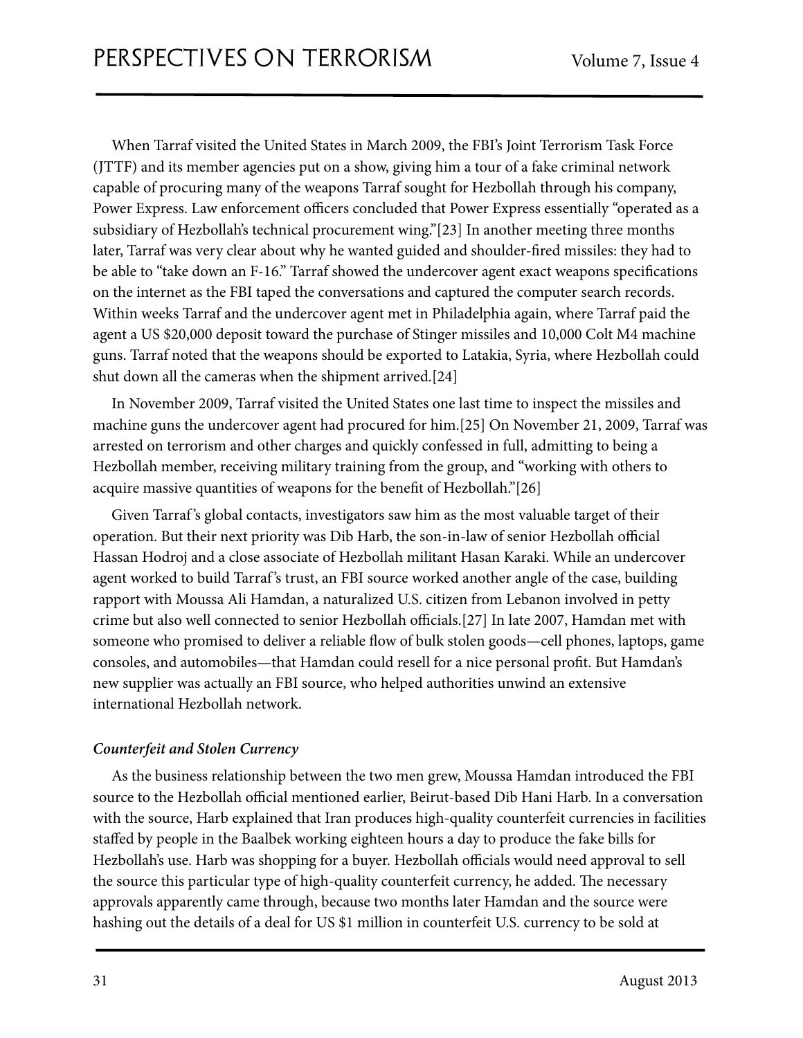When Tarraf visited the United States in March 2009, the FBI's Joint Terrorism Task Force (JTTF) and its member agencies put on a show, giving him a tour of a fake criminal network capable of procuring many of the weapons Tarraf sought for Hezbollah through his company, Power Express. Law enforcement officers concluded that Power Express essentially "operated as a subsidiary of Hezbollah's technical procurement wing."[23] In another meeting three months later, Tarraf was very clear about why he wanted guided and shoulder-fired missiles: they had to be able to "take down an F-16." Tarraf showed the undercover agent exact weapons specifications on the internet as the FBI taped the conversations and captured the computer search records. Within weeks Tarraf and the undercover agent met in Philadelphia again, where Tarraf paid the agent a US $20,000 deposit toward the purchase of Stinger missiles and 10,000 Colt M4 machine guns. Tarraf noted that the weapons should be exported to Latakia, Syria, where Hezbollah could shut down all the cameras when the shipment arrived.[24]

In November 2009, Tarraf visited the United States one last time to inspect the missiles and machine guns the undercover agent had procured for him.[25] On November 21, 2009, Tarraf was arrested on terrorism and other charges and quickly confessed in full, admitting to being a Hezbollah member, receiving military training from the group, and "working with others to acquire massive quantities of weapons for the benefit of Hezbollah."[26]

Given Tarraf's global contacts, investigators saw him as the most valuable target of their operation. But their next priority was Dib Harb, the son-in-law of senior Hezbollah official Hassan Hodroj and a close associate of Hezbollah militant Hasan Karaki. While an undercover agent worked to build Tarraf's trust, an FBI source worked another angle of the case, building rapport with Moussa Ali Hamdan, a naturalized U.S. citizen from Lebanon involved in petty crime but also well connected to senior Hezbollah officials.[27] In late 2007, Hamdan met with someone who promised to deliver a reliable flow of bulk stolen goods—cell phones, laptops, game consoles, and automobiles—that Hamdan could resell for a nice personal profit. But Hamdan's new supplier was actually an FBI source, who helped authorities unwind an extensive international Hezbollah network.

### *Counterfeit and Stolen Currency*

As the business relationship between the two men grew, Moussa Hamdan introduced the FBI source to the Hezbollah official mentioned earlier, Beirut-based Dib Hani Harb. In a conversation with the source, Harb explained that Iran produces high-quality counterfeit currencies in facilities staffed by people in the Baalbek working eighteen hours a day to produce the fake bills for Hezbollah's use. Harb was shopping for a buyer. Hezbollah officials would need approval to sell the source this particular type of high-quality counterfeit currency, he added. The necessary approvals apparently came through, because two months later Hamdan and the source were hashing out the details of a deal for US $1 million in counterfeit U.S. currency to be sold at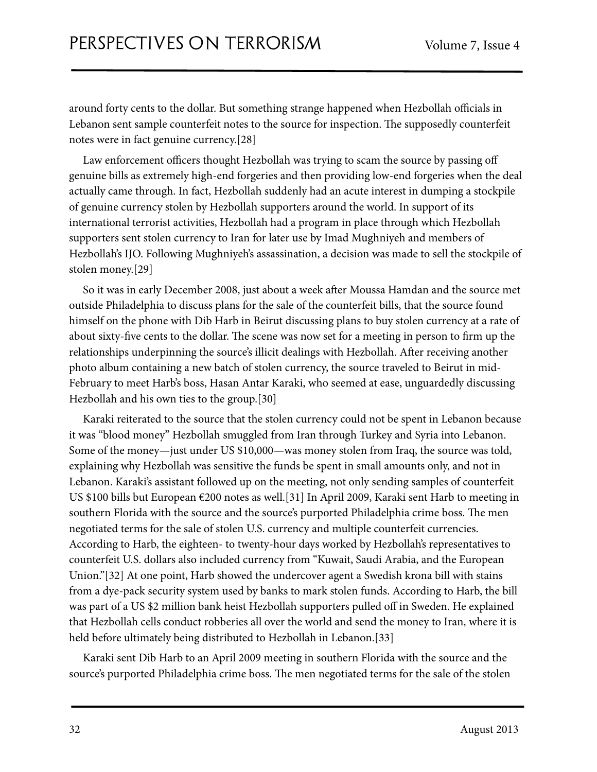around forty cents to the dollar. But something strange happened when Hezbollah officials in Lebanon sent sample counterfeit notes to the source for inspection. The supposedly counterfeit notes were in fact genuine currency.[28]

Law enforcement officers thought Hezbollah was trying to scam the source by passing off genuine bills as extremely high-end forgeries and then providing low-end forgeries when the deal actually came through. In fact, Hezbollah suddenly had an acute interest in dumping a stockpile of genuine currency stolen by Hezbollah supporters around the world. In support of its international terrorist activities, Hezbollah had a program in place through which Hezbollah supporters sent stolen currency to Iran for later use by Imad Mughniyeh and members of Hezbollah's IJO. Following Mughniyeh's assassination, a decision was made to sell the stockpile of stolen money.[29]

So it was in early December 2008, just about a week after Moussa Hamdan and the source met outside Philadelphia to discuss plans for the sale of the counterfeit bills, that the source found himself on the phone with Dib Harb in Beirut discussing plans to buy stolen currency at a rate of about sixty-five cents to the dollar. The scene was now set for a meeting in person to firm up the relationships underpinning the source's illicit dealings with Hezbollah. After receiving another photo album containing a new batch of stolen currency, the source traveled to Beirut in mid-February to meet Harb's boss, Hasan Antar Karaki, who seemed at ease, unguardedly discussing Hezbollah and his own ties to the group.[30]

Karaki reiterated to the source that the stolen currency could not be spent in Lebanon because it was "blood money" Hezbollah smuggled from Iran through Turkey and Syria into Lebanon. Some of the money—just under US $10,000—was money stolen from Iraq, the source was told, explaining why Hezbollah was sensitive the funds be spent in small amounts only, and not in Lebanon. Karaki's assistant followed up on the meeting, not only sending samples of counterfeit US $100 bills but European €200 notes as well.[31] In April 2009, Karaki sent Harb to meeting in southern Florida with the source and the source's purported Philadelphia crime boss. The men negotiated terms for the sale of stolen U.S. currency and multiple counterfeit currencies. According to Harb, the eighteen- to twenty-hour days worked by Hezbollah's representatives to counterfeit U.S. dollars also included currency from "Kuwait, Saudi Arabia, and the European Union."[32] At one point, Harb showed the undercover agent a Swedish krona bill with stains from a dye-pack security system used by banks to mark stolen funds. According to Harb, the bill was part of a US $2 million bank heist Hezbollah supporters pulled off in Sweden. He explained that Hezbollah cells conduct robberies all over the world and send the money to Iran, where it is held before ultimately being distributed to Hezbollah in Lebanon.[33]

Karaki sent Dib Harb to an April 2009 meeting in southern Florida with the source and the source's purported Philadelphia crime boss. The men negotiated terms for the sale of the stolen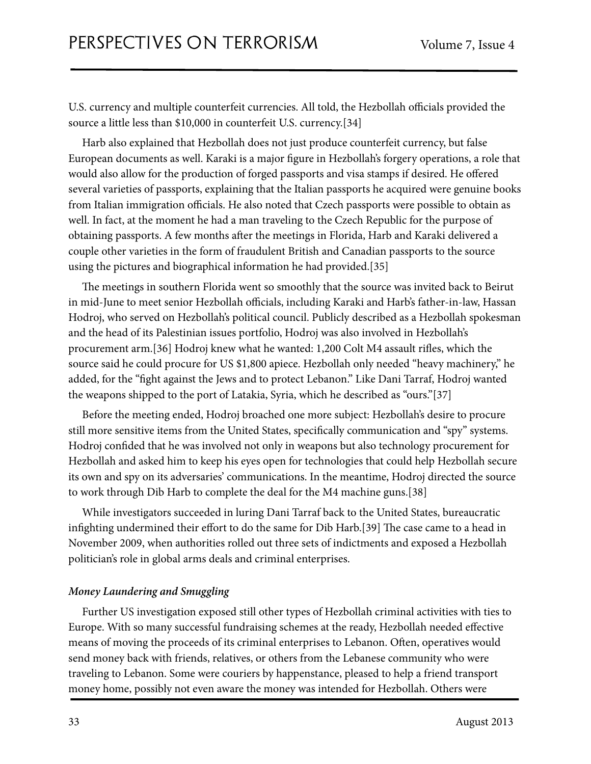U.S. currency and multiple counterfeit currencies. All told, the Hezbollah officials provided the source a little less than $10,000 in counterfeit U.S. currency.[34]

Harb also explained that Hezbollah does not just produce counterfeit currency, but false European documents as well. Karaki is a major figure in Hezbollah's forgery operations, a role that would also allow for the production of forged passports and visa stamps if desired. He offered several varieties of passports, explaining that the Italian passports he acquired were genuine books from Italian immigration officials. He also noted that Czech passports were possible to obtain as well. In fact, at the moment he had a man traveling to the Czech Republic for the purpose of obtaining passports. A few months after the meetings in Florida, Harb and Karaki delivered a couple other varieties in the form of fraudulent British and Canadian passports to the source using the pictures and biographical information he had provided.[35]

The meetings in southern Florida went so smoothly that the source was invited back to Beirut in mid-June to meet senior Hezbollah officials, including Karaki and Harb's father-in-law, Hassan Hodroj, who served on Hezbollah's political council. Publicly described as a Hezbollah spokesman and the head of its Palestinian issues portfolio, Hodroj was also involved in Hezbollah's procurement arm.[36] Hodroj knew what he wanted: 1,200 Colt M4 assault rifles, which the source said he could procure for US $1,800 apiece. Hezbollah only needed "heavy machinery," he added, for the "fight against the Jews and to protect Lebanon." Like Dani Tarraf, Hodroj wanted the weapons shipped to the port of Latakia, Syria, which he described as "ours."[37]

Before the meeting ended, Hodroj broached one more subject: Hezbollah's desire to procure still more sensitive items from the United States, specifically communication and "spy" systems. Hodroj confided that he was involved not only in weapons but also technology procurement for Hezbollah and asked him to keep his eyes open for technologies that could help Hezbollah secure its own and spy on its adversaries' communications. In the meantime, Hodroj directed the source to work through Dib Harb to complete the deal for the M4 machine guns.[38]

While investigators succeeded in luring Dani Tarraf back to the United States, bureaucratic infighting undermined their effort to do the same for Dib Harb.[39] The case came to a head in November 2009, when authorities rolled out three sets of indictments and exposed a Hezbollah politician's role in global arms deals and criminal enterprises.

### *Money Laundering and Smuggling*

Further US investigation exposed still other types of Hezbollah criminal activities with ties to Europe. With so many successful fundraising schemes at the ready, Hezbollah needed effective means of moving the proceeds of its criminal enterprises to Lebanon. Often, operatives would send money back with friends, relatives, or others from the Lebanese community who were traveling to Lebanon. Some were couriers by happenstance, pleased to help a friend transport money home, possibly not even aware the money was intended for Hezbollah. Others were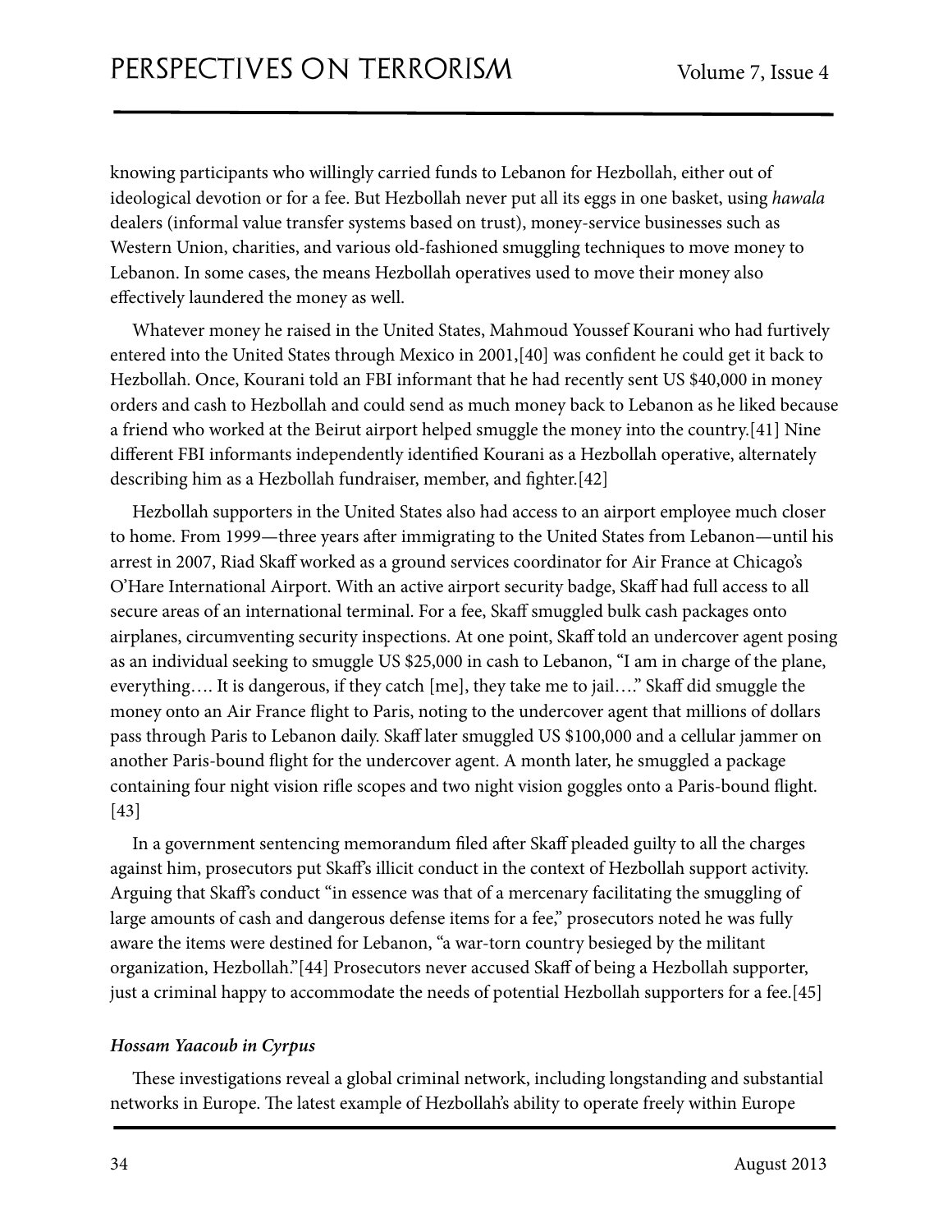knowing participants who willingly carried funds to Lebanon for Hezbollah, either out of ideological devotion or for a fee. But Hezbollah never put all its eggs in one basket, using *hawala* dealers (informal value transfer systems based on trust), money-service businesses such as Western Union, charities, and various old-fashioned smuggling techniques to move money to Lebanon. In some cases, the means Hezbollah operatives used to move their money also effectively laundered the money as well.

Whatever money he raised in the United States, Mahmoud Youssef Kourani who had furtively entered into the United States through Mexico in 2001,[40] was confident he could get it back to Hezbollah. Once, Kourani told an FBI informant that he had recently sent US $40,000 in money orders and cash to Hezbollah and could send as much money back to Lebanon as he liked because a friend who worked at the Beirut airport helped smuggle the money into the country.[41] Nine different FBI informants independently identified Kourani as a Hezbollah operative, alternately describing him as a Hezbollah fundraiser, member, and fighter.[42]

Hezbollah supporters in the United States also had access to an airport employee much closer to home. From 1999—three years after immigrating to the United States from Lebanon—until his arrest in 2007, Riad Skaff worked as a ground services coordinator for Air France at Chicago's O'Hare International Airport. With an active airport security badge, Skaff had full access to all secure areas of an international terminal. For a fee, Skaff smuggled bulk cash packages onto airplanes, circumventing security inspections. At one point, Skaff told an undercover agent posing as an individual seeking to smuggle US $25,000 in cash to Lebanon, "I am in charge of the plane, everything…. It is dangerous, if they catch [me], they take me to jail…." Skaff did smuggle the money onto an Air France flight to Paris, noting to the undercover agent that millions of dollars pass through Paris to Lebanon daily. Skaff later smuggled US $100,000 and a cellular jammer on another Paris-bound flight for the undercover agent. A month later, he smuggled a package containing four night vision rifle scopes and two night vision goggles onto a Paris-bound flight.[43]

In a government sentencing memorandum filed after Skaff pleaded guilty to all the charges against him, prosecutors put Skaff's illicit conduct in the context of Hezbollah support activity. Arguing that Skaff's conduct "in essence was that of a mercenary facilitating the smuggling of large amounts of cash and dangerous defense items for a fee," prosecutors noted he was fully aware the items were destined for Lebanon, "a war-torn country besieged by the militant organization, Hezbollah."[44] Prosecutors never accused Skaff of being a Hezbollah supporter, just a criminal happy to accommodate the needs of potential Hezbollah supporters for a fee.[45]

### *Hossam Yaacoub in Cyprus*

These investigations reveal a global criminal network, including longstanding and substantial networks in Europe. The latest example of Hezbollah's ability to operate freely within Europe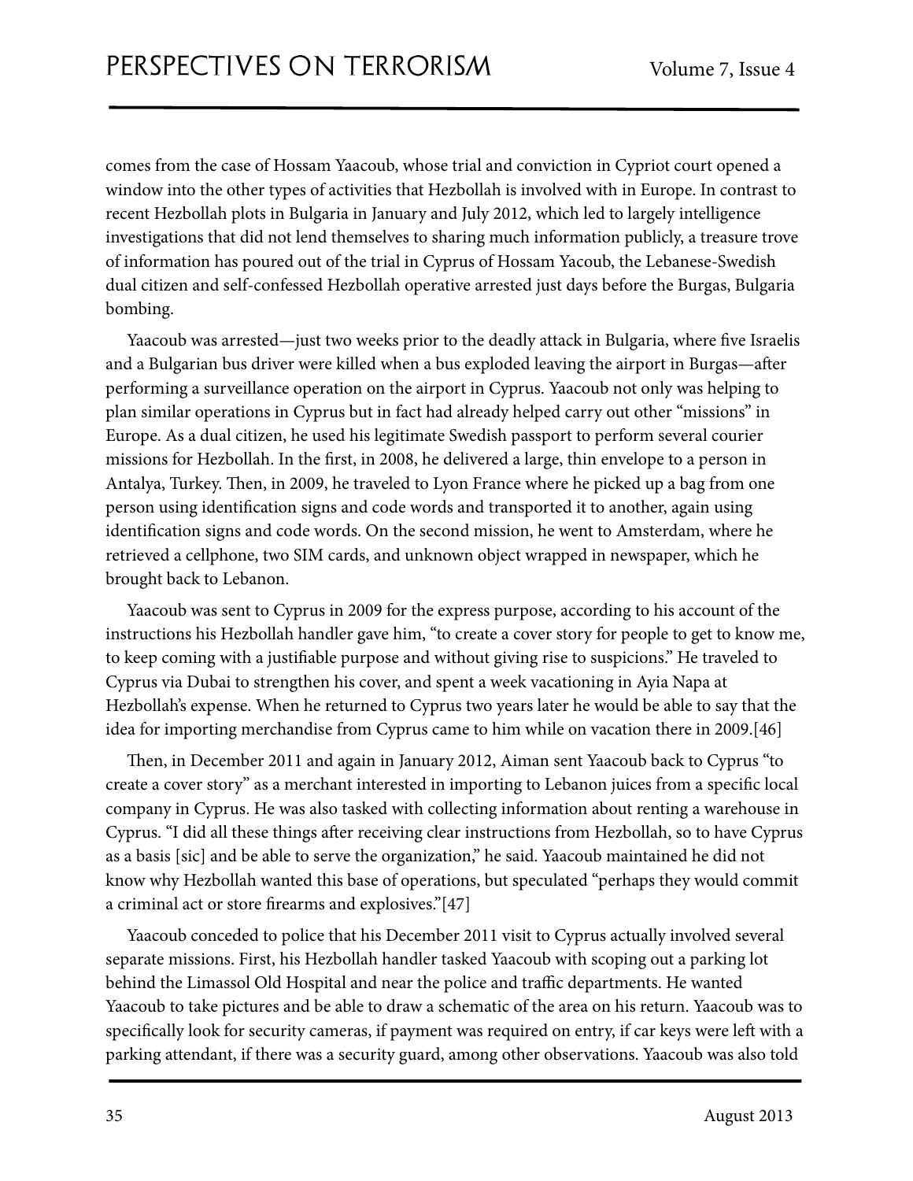comes from the case of Hossam Yaacoub, whose trial and conviction in Cypriot court opened a window into the other types of activities that Hezbollah is involved with in Europe. In contrast to recent Hezbollah plots in Bulgaria in January and July 2012, which led to largely intelligence investigations that did not lend themselves to sharing much information publicly, a treasure trove of information has poured out of the trial in Cyprus of Hossam Yacoub, the Lebanese-Swedish dual citizen and self-confessed Hezbollah operative arrested just days before the Burgas, Bulgaria bombing.

Yaacoub was arrested—just two weeks prior to the deadly attack in Bulgaria, where five Israelis and a Bulgarian bus driver were killed when a bus exploded leaving the airport in Burgas—after performing a surveillance operation on the airport in Cyprus. Yaacoub not only was helping to plan similar operations in Cyprus but in fact had already helped carry out other "missions" in Europe. As a dual citizen, he used his legitimate Swedish passport to perform several courier missions for Hezbollah. In the first, in 2008, he delivered a large, thin envelope to a person in Antalya, Turkey. Then, in 2009, he traveled to Lyon France where he picked up a bag from one person using identification signs and code words and transported it to another, again using identification signs and code words. On the second mission, he went to Amsterdam, where he retrieved a cellphone, two SIM cards, and unknown object wrapped in newspaper, which he brought back to Lebanon.

Yaacoub was sent to Cyprus in 2009 for the express purpose, according to his account of the instructions his Hezbollah handler gave him, "to create a cover story for people to get to know me, to keep coming with a justifiable purpose and without giving rise to suspicions." He traveled to Cyprus via Dubai to strengthen his cover, and spent a week vacationing in Ayia Napa at Hezbollah's expense. When he returned to Cyprus two years later he would be able to say that the idea for importing merchandise from Cyprus came to him while on vacation there in 2009.[46]

Then, in December 2011 and again in January 2012, Aiman sent Yaacoub back to Cyprus "to create a cover story" as a merchant interested in importing to Lebanon juices from a specific local company in Cyprus. He was also tasked with collecting information about renting a warehouse in Cyprus. "I did all these things after receiving clear instructions from Hezbollah, so to have Cyprus as a basis [sic] and be able to serve the organization," he said. Yaacoub maintained he did not know why Hezbollah wanted this base of operations, but speculated "perhaps they would commit a criminal act or store firearms and explosives."[47]

Yaacoub conceded to police that his December 2011 visit to Cyprus actually involved several separate missions. First, his Hezbollah handler tasked Yaacoub with scoping out a parking lot behind the Limassol Old Hospital and near the police and traffic departments. He wanted Yaacoub to take pictures and be able to draw a schematic of the area on his return. Yaacoub was to specifically look for security cameras, if payment was required on entry, if car keys were left with a parking attendant, if there was a security guard, among other observations. Yaacoub was also told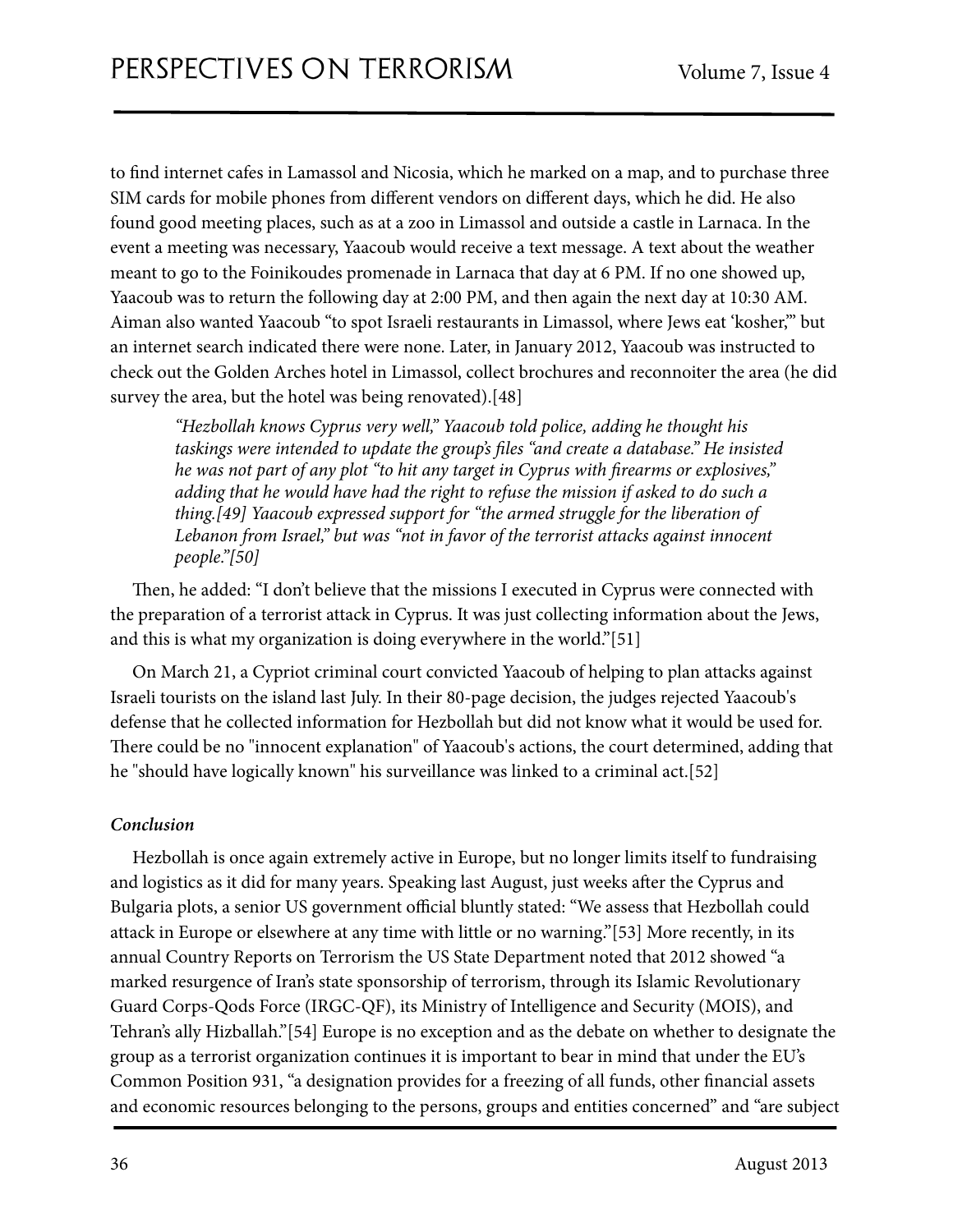to find internet cafes in Lamassol and Nicosia, which he marked on a map, and to purchase three SIM cards for mobile phones from different vendors on different days, which he did. He also found good meeting places, such as at a zoo in Limassol and outside a castle in Larnaca. In the event a meeting was necessary, Yaacoub would receive a text message. A text about the weather meant to go to the Foinikoudes promenade in Larnaca that day at 6 PM. If no one showed up, Yaacoub was to return the following day at 2:00 PM, and then again the next day at 10:30 AM. Aiman also wanted Yaacoub "to spot Israeli restaurants in Limassol, where Jews eat 'kosher,'" but an internet search indicated there were none. Later, in January 2012, Yaacoub was instructed to check out the Golden Arches hotel in Limassol, collect brochures and reconnoiter the area (he did survey the area, but the hotel was being renovated).[48]

> *"Hezbollah knows Cyprus very well," Yaacoub told police, adding he thought his taskings were intended to update the group's files "and create a database." He insisted he was not part of any plot "to hit any target in Cyprus with firearms or explosives," adding that he would have had the right to refuse the mission if asked to do such a thing.[49] Yaacoub expressed support for "the armed struggle for the liberation of Lebanon from Israel," but was "not in favor of the terrorist attacks against innocent people."[50]*

Then, he added: "I don't believe that the missions I executed in Cyprus were connected with the preparation of a terrorist attack in Cyprus. It was just collecting information about the Jews, and this is what my organization is doing everywhere in the world."[51]

On March 21, a Cypriot criminal court convicted Yaacoub of helping to plan attacks against Israeli tourists on the island last July. In their 80-page decision, the judges rejected Yaacoub's defense that he collected information for Hezbollah but did not know what it would be used for. There could be no "innocent explanation" of Yaacoub's actions, the court determined, adding that he "should have logically known" his surveillance was linked to a criminal act.[52]

***Conclusion***

Hezbollah is once again extremely active in Europe, but no longer limits itself to fundraising and logistics as it did for many years. Speaking last August, just weeks after the Cyprus and Bulgaria plots, a senior US government official bluntly stated: "We assess that Hezbollah could attack in Europe or elsewhere at any time with little or no warning."[53] More recently, in its annual Country Reports on Terrorism the US State Department noted that 2012 showed "a marked resurgence of Iran's state sponsorship of terrorism, through its Islamic Revolutionary Guard Corps-Qods Force (IRGC-QF), its Ministry of Intelligence and Security (MOIS), and Tehran's ally Hizballah."[54] Europe is no exception and as the debate on whether to designate the group as a terrorist organization continues it is important to bear in mind that under the EU's Common Position 931, "a designation provides for a freezing of all funds, other financial assets and economic resources belonging to the persons, groups and entities concerned" and "are subject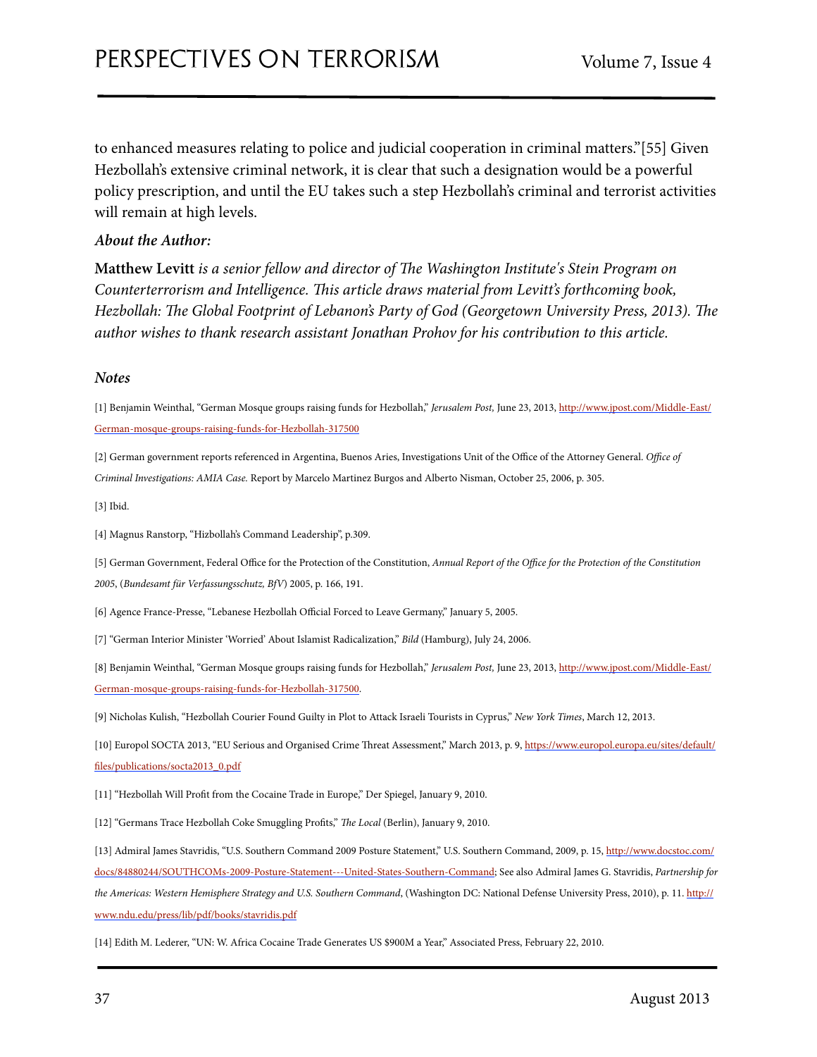to enhanced measures relating to police and judicial cooperation in criminal matters."[55] Given Hezbollah's extensive criminal network, it is clear that such a designation would be a powerful policy prescription, and until the EU takes such a step Hezbollah's criminal and terrorist activities will remain at high levels.

***About the Author:***

**Matthew Levitt** *is a senior fellow and director of The Washington Institute's Stein Program on Counterterrorism and Intelligence. This article draws material from Levitt's forthcoming book, Hezbollah: The Global Footprint of Lebanon's Party of God (Georgetown University Press, 2013). The author wishes to thank research assistant Jonathan Prohov for his contribution to this article.*

***Notes***

[1] Benjamin Weinthal, "German Mosque groups raising funds for Hezbollah," *Jerusalem Post,* June 23, 2013, http://www.jpost.com/Middle-East/German-mosque-groups-raising-funds-for-Hezbollah-317500

[2] German government reports referenced in Argentina, Buenos Aries, Investigations Unit of the Office of the Attorney General. *Office of Criminal Investigations: AMIA Case.* Report by Marcelo Martinez Burgos and Alberto Nisman, October 25, 2006, p. 305.

[3] Ibid.

[4] Magnus Ranstorp, "Hizbollah's Command Leadership", p.309.

[5] German Government, Federal Office for the Protection of the Constitution, *Annual Report of the Office for the Protection of the Constitution 2005*, (*Bundesamt für Verfassungsschutz, BfV*) 2005, p. 166, 191.

[6] Agence France-Presse, "Lebanese Hezbollah Official Forced to Leave Germany," January 5, 2005.

[7] "German Interior Minister 'Worried' About Islamist Radicalization," *Bild* (Hamburg), July 24, 2006.

[8] Benjamin Weinthal, "German Mosque groups raising funds for Hezbollah," *Jerusalem Post,* June 23, 2013, http://www.jpost.com/Middle-East/German-mosque-groups-raising-funds-for-Hezbollah-317500.

[9] Nicholas Kulish, "Hezbollah Courier Found Guilty in Plot to Attack Israeli Tourists in Cyprus," *New York Times*, March 12, 2013.

[10] Europol SOCTA 2013, "EU Serious and Organised Crime Threat Assessment," March 2013, p. 9, https://www.europol.europa.eu/sites/default/files/publications/socta2013_0.pdf

[11] "Hezbollah Will Profit from the Cocaine Trade in Europe," Der Spiegel, January 9, 2010.

[12] "Germans Trace Hezbollah Coke Smuggling Profits," *The Local* (Berlin), January 9, 2010.

[13] Admiral James Stavridis, "U.S. Southern Command 2009 Posture Statement," U.S. Southern Command, 2009, p. 15, http://www.docstoc.com/docs/84880244/SOUTHCOMs-2009-Posture-Statement---United-States-Southern-Command; See also Admiral James G. Stavridis, *Partnership for the Americas: Western Hemisphere Strategy and U.S. Southern Command*, (Washington DC: National Defense University Press, 2010), p. 11. http://www.ndu.edu/press/lib/pdf/books/stavridis.pdf

[14] Edith M. Lederer, "UN: W. Africa Cocaine Trade Generates US $900M a Year," Associated Press, February 22, 2010.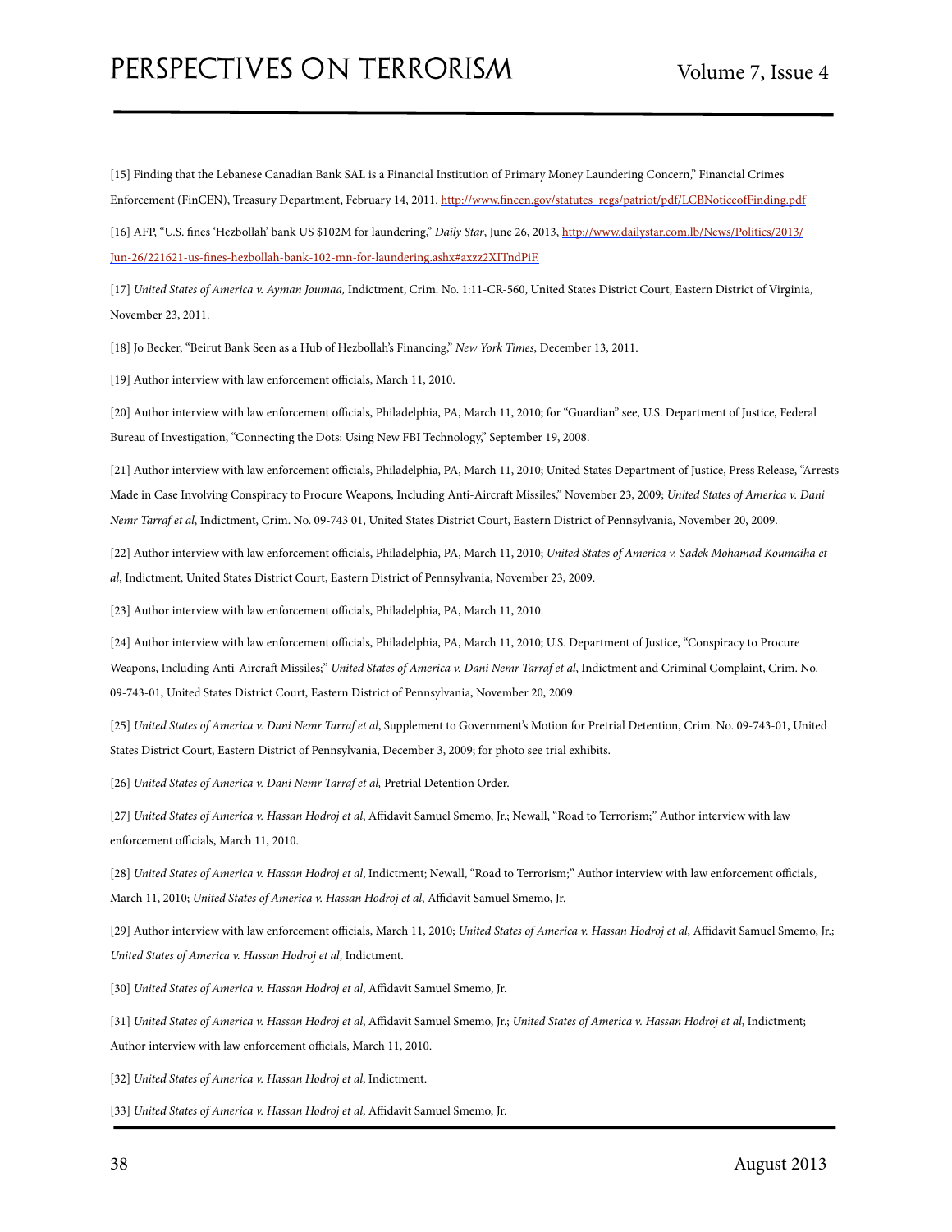[15] Finding that the Lebanese Canadian Bank SAL is a Financial Institution of Primary Money Laundering Concern," Financial Crimes Enforcement (FinCEN), Treasury Department, February 14, 2011. http://www.fincen.gov/statutes_regs/patriot/pdf/LCBNoticeofFinding.pdf

[16] AFP, "U.S. fines 'Hezbollah' bank US $102M for laundering," *Daily Star*, June 26, 2013, http://www.dailystar.com.lb/News/Politics/2013/Jun-26/221621-us-fines-hezbollah-bank-102-mn-for-laundering.ashx#axzz2XITndPiF.

[17] *United States of America v. Ayman Joumaa,* Indictment, Crim. No. 1:11-CR-560, United States District Court, Eastern District of Virginia, November 23, 2011.

[18] Jo Becker, "Beirut Bank Seen as a Hub of Hezbollah's Financing," *New York Times*, December 13, 2011.

[19] Author interview with law enforcement officials, March 11, 2010.

[20] Author interview with law enforcement officials, Philadelphia, PA, March 11, 2010; for "Guardian" see, U.S. Department of Justice, Federal Bureau of Investigation, "Connecting the Dots: Using New FBI Technology," September 19, 2008.

[21] Author interview with law enforcement officials, Philadelphia, PA, March 11, 2010; United States Department of Justice, Press Release, "Arrests Made in Case Involving Conspiracy to Procure Weapons, Including Anti-Aircraft Missiles," November 23, 2009; *United States of America v. Dani Nemr Tarraf et al*, Indictment, Crim. No. 09-743 01, United States District Court, Eastern District of Pennsylvania, November 20, 2009.

[22] Author interview with law enforcement officials, Philadelphia, PA, March 11, 2010; *United States of America v. Sadek Mohamad Koumaiha et al*, Indictment, United States District Court, Eastern District of Pennsylvania, November 23, 2009.

[23] Author interview with law enforcement officials, Philadelphia, PA, March 11, 2010.

[24] Author interview with law enforcement officials, Philadelphia, PA, March 11, 2010; U.S. Department of Justice, "Conspiracy to Procure Weapons, Including Anti-Aircraft Missiles;" *United States of America v. Dani Nemr Tarraf et al*, Indictment and Criminal Complaint, Crim. No. 09-743-01, United States District Court, Eastern District of Pennsylvania, November 20, 2009.

[25] *United States of America v. Dani Nemr Tarraf et al*, Supplement to Government's Motion for Pretrial Detention, Crim. No. 09-743-01, United States District Court, Eastern District of Pennsylvania, December 3, 2009; for photo see trial exhibits.

[26] *United States of America v. Dani Nemr Tarraf et al,* Pretrial Detention Order.

[27] *United States of America v. Hassan Hodroj et al*, Affidavit Samuel Smemo, Jr.; Newall, "Road to Terrorism;" Author interview with law enforcement officials, March 11, 2010.

[28] *United States of America v. Hassan Hodroj et al*, Indictment; Newall, "Road to Terrorism;" Author interview with law enforcement officials, March 11, 2010; *United States of America v. Hassan Hodroj et al*, Affidavit Samuel Smemo, Jr.

[29] Author interview with law enforcement officials, March 11, 2010; *United States of America v. Hassan Hodroj et al*, Affidavit Samuel Smemo, Jr.; *United States of America v. Hassan Hodroj et al*, Indictment.

[30] *United States of America v. Hassan Hodroj et al*, Affidavit Samuel Smemo, Jr.

[31] *United States of America v. Hassan Hodroj et al*, Affidavit Samuel Smemo, Jr.; *United States of America v. Hassan Hodroj et al*, Indictment; Author interview with law enforcement officials, March 11, 2010.

[32] *United States of America v. Hassan Hodroj et al*, Indictment.

[33] *United States of America v. Hassan Hodroj et al*, Affidavit Samuel Smemo, Jr.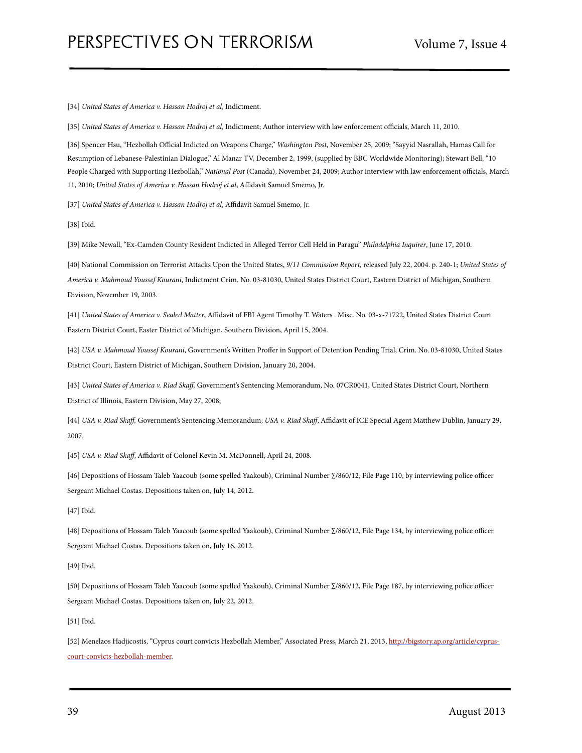[34] *United States of America v. Hassan Hodroj et al*, Indictment.

[35] *United States of America v. Hassan Hodroj et al*, Indictment; Author interview with law enforcement officials, March 11, 2010.

[36] Spencer Hsu, "Hezbollah Official Indicted on Weapons Charge," *Washington Post*, November 25, 2009; "Sayyid Nasrallah, Hamas Call for Resumption of Lebanese-Palestinian Dialogue," Al Manar TV, December 2, 1999, (supplied by BBC Worldwide Monitoring); Stewart Bell, "10 People Charged with Supporting Hezbollah," *National Post* (Canada), November 24, 2009; Author interview with law enforcement officials, March 11, 2010; *United States of America v. Hassan Hodroj et al*, Affidavit Samuel Smemo, Jr.

[37] *United States of America v. Hassan Hodroj et al*, Affidavit Samuel Smemo, Jr.

[38] Ibid.

[39] Mike Newall, "Ex-Camden County Resident Indicted in Alleged Terror Cell Held in Paragu" *Philadelphia Inquirer*, June 17, 2010.

[40] National Commission on Terrorist Attacks Upon the United States, *9/11 Commission Report*, released July 22, 2004. p. 240-1; *United States of America v. Mahmoud Youssef Kourani*, Indictment Crim. No. 03-81030, United States District Court, Eastern District of Michigan, Southern Division, November 19, 2003.

[41] *United States of America v. Sealed Matter*, Affidavit of FBI Agent Timothy T. Waters . Misc. No. 03-x-71722, United States District Court Eastern District Court, Easter District of Michigan, Southern Division, April 15, 2004.

[42] *USA v. Mahmoud Youssef Kourani*, Government's Written Proffer in Support of Detention Pending Trial, Crim. No. 03-81030, United States District Court, Eastern District of Michigan, Southern Division, January 20, 2004.

[43] *United States of America v. Riad Skaff,* Government's Sentencing Memorandum, No. 07CR0041, United States District Court, Northern District of Illinois, Eastern Division, May 27, 2008;

[44] *USA v. Riad Skaff,* Government's Sentencing Memorandum; *USA v. Riad Skaff*, Affidavit of ICE Special Agent Matthew Dublin, January 29, 2007.

[45] *USA v. Riad Skaff*, Affidavit of Colonel Kevin M. McDonnell, April 24, 2008.

[46] Depositions of Hossam Taleb Yaacoub (some spelled Yaakoub), Criminal Number Σ/860/12, File Page 110, by interviewing police officer Sergeant Michael Costas. Depositions taken on, July 14, 2012.

[47] Ibid.

[48] Depositions of Hossam Taleb Yaacoub (some spelled Yaakoub), Criminal Number Σ/860/12, File Page 134, by interviewing police officer Sergeant Michael Costas. Depositions taken on, July 16, 2012.

[49] Ibid.

[50] Depositions of Hossam Taleb Yaacoub (some spelled Yaakoub), Criminal Number Σ/860/12, File Page 187, by interviewing police officer Sergeant Michael Costas. Depositions taken on, July 22, 2012.

[51] Ibid.

[52] Menelaos Hadjicostis, "Cyprus court convicts Hezbollah Member," Associated Press, March 21, 2013, http://bigstory.ap.org/article/cyprus-court-convicts-hezbollah-member.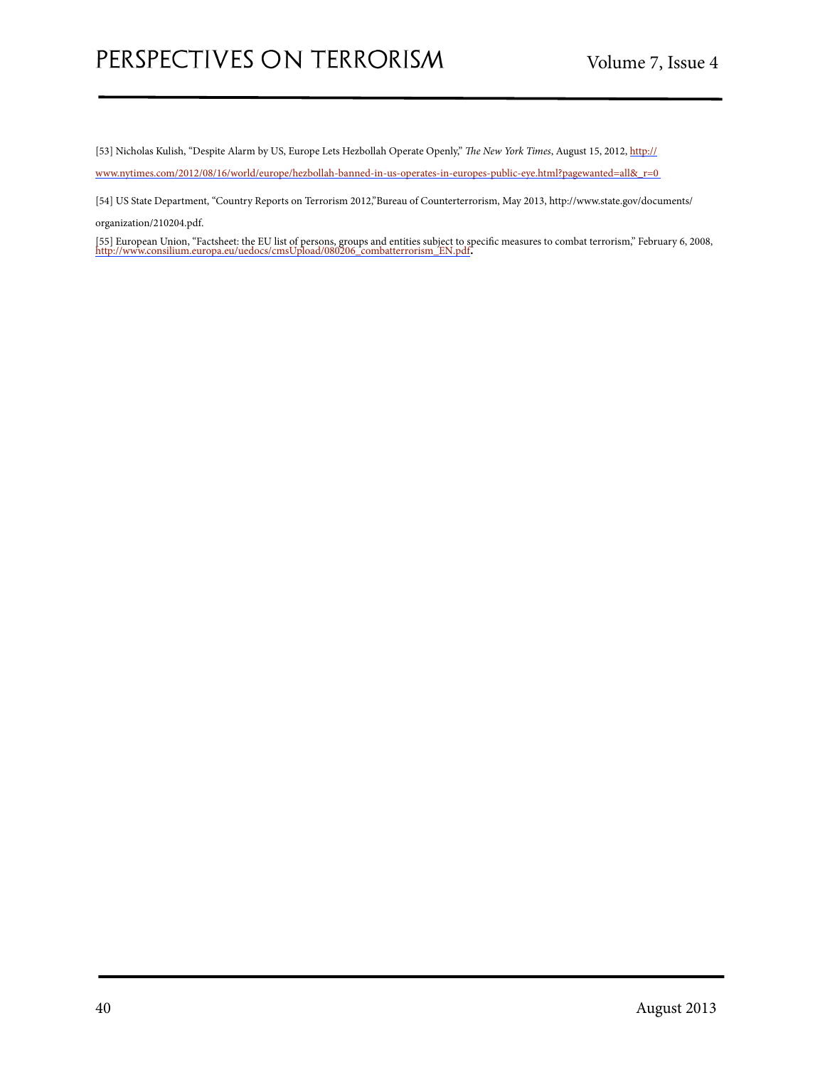[53] Nicholas Kulish, "Despite Alarm by US, Europe Lets Hezbollah Operate Openly," *The New York Times*, August 15, 2012, http://www.nytimes.com/2012/08/16/world/europe/hezbollah-banned-in-us-operates-in-europes-public-eye.html?pagewanted=all&_r=0

[54] US State Department, "Country Reports on Terrorism 2012,"Bureau of Counterterrorism, May 2013, http://www.state.gov/documents/organization/210204.pdf.

[55] European Union, "Factsheet: the EU list of persons, groups and entities subject to specific measures to combat terrorism," February 6, 2008, http://www.consilium.europa.eu/uedocs/cmsUpload/080206_combatterrorism_EN.pdf.